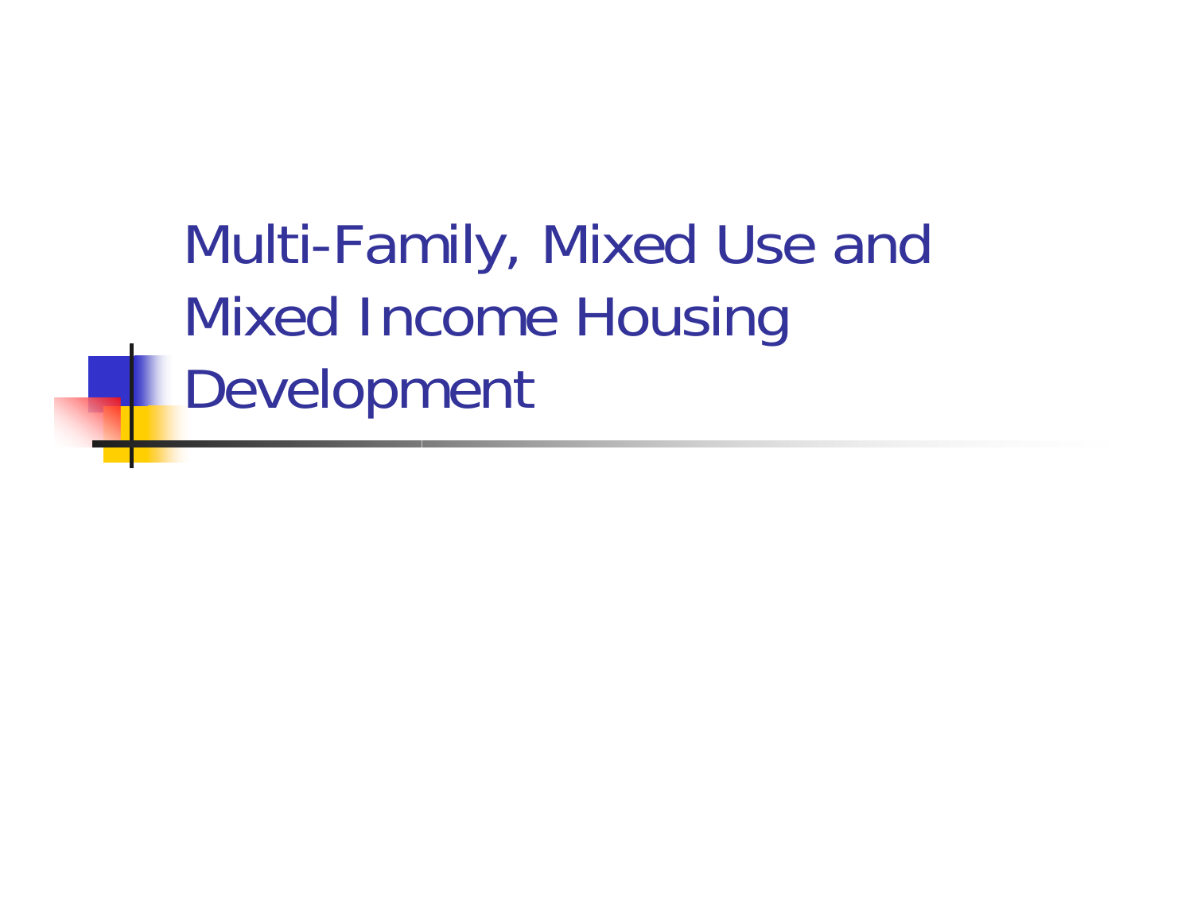# Multi-Family, Mixed Use and Mixed Income Housing Development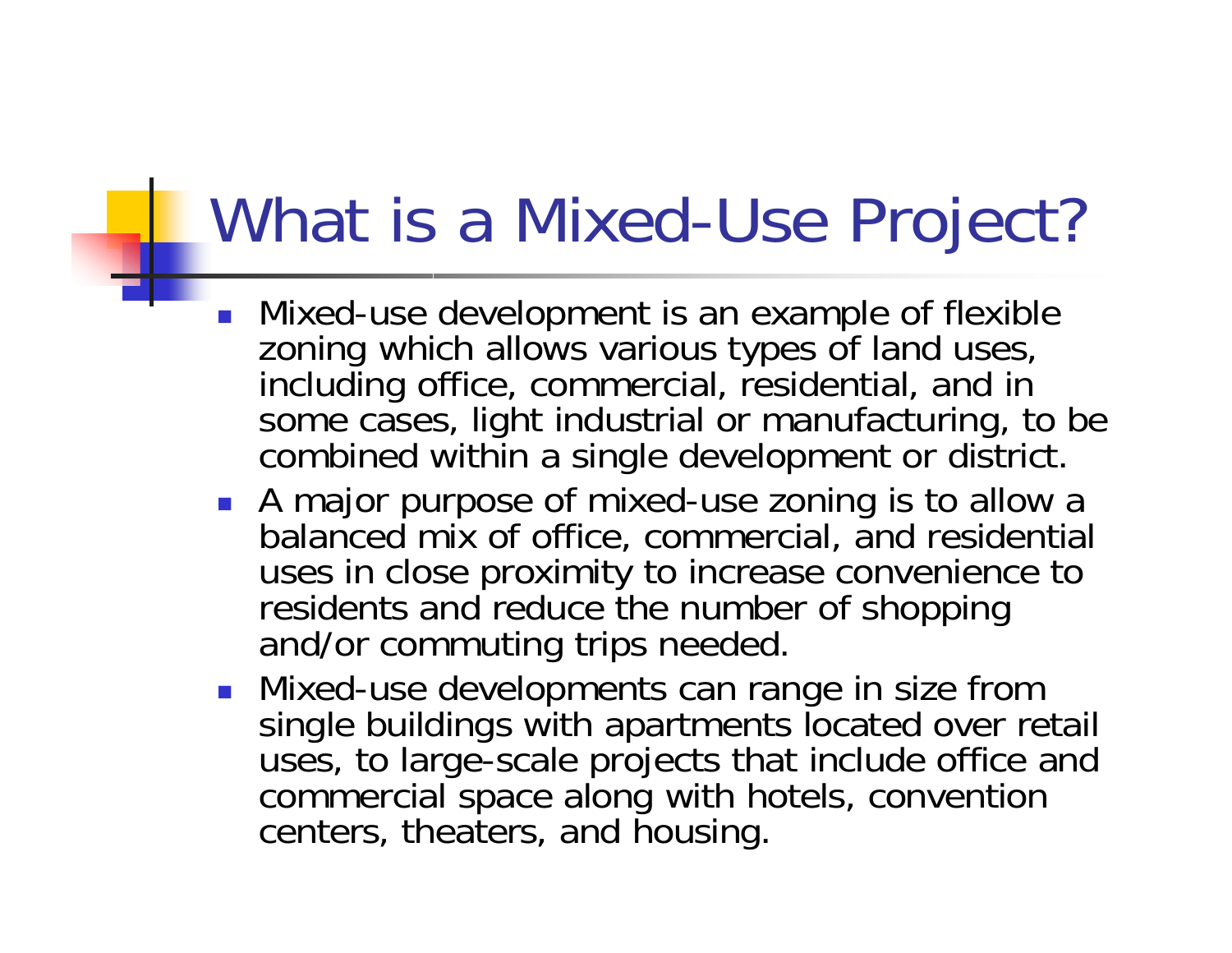# What is a Mixed-Use Project?

- Mixed-use development is an example of flexible zoning which allows various types of land uses, including office, commercial, residential, and in some cases, light industrial or manufacturing, to be combined within a single development or district.
- A major purpose of mixed-use zoning is to allow a balanced mix of office, commercial, and residential uses in close proximity to increase convenience to residents and reduce the number of shopping and/or commuting trips needed.
- Mixed-use developments can range in size from single buildings with apartments located over retail uses, to large-scale projects that include office and commercial space along with hotels, convention centers, theaters, and housing.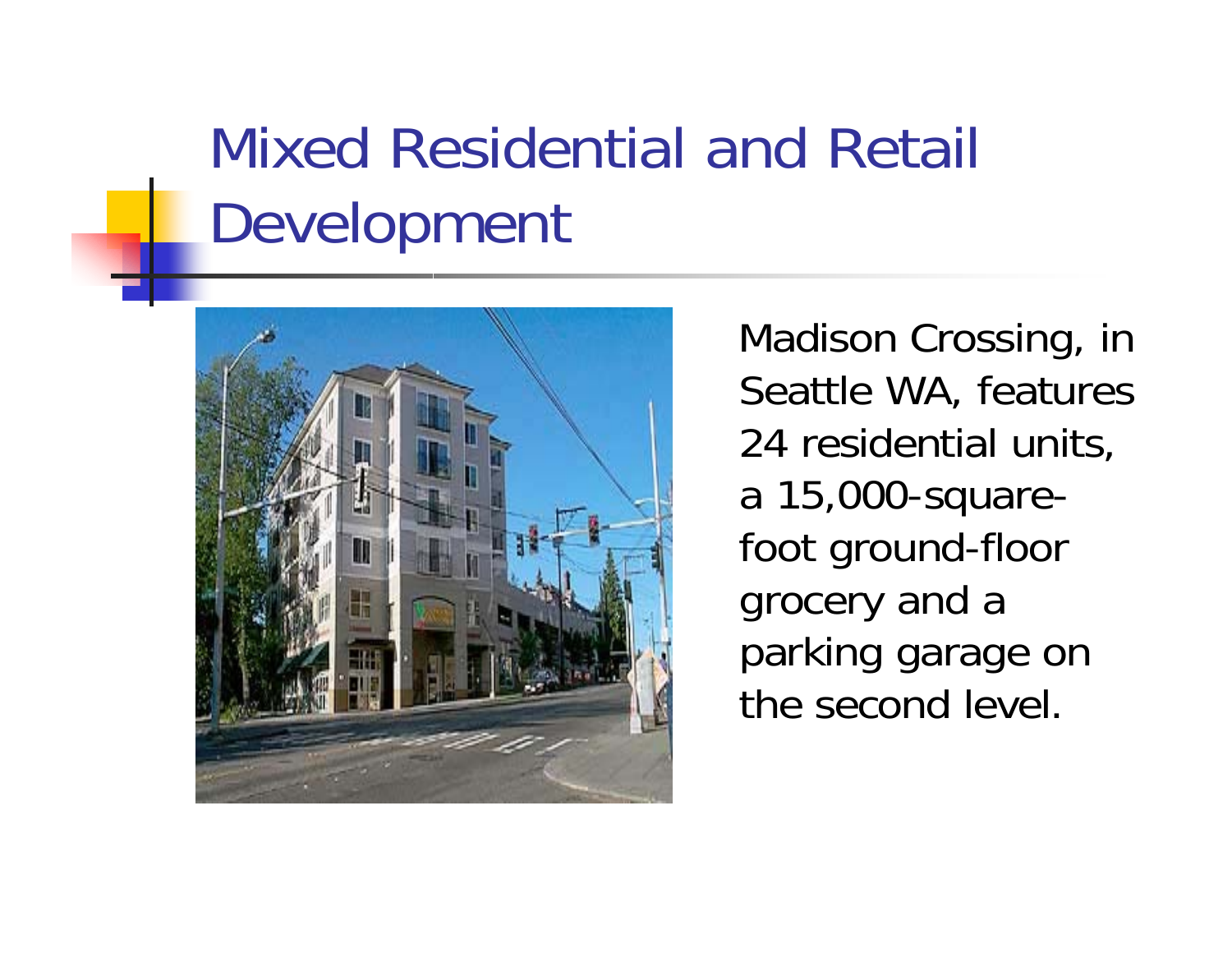# Mixed Residential and Retail Development

Madison Crossing, in Seattle WA, features 24 residential units, a 15,000-square-foot ground-floor grocery and a parking garage on the second level.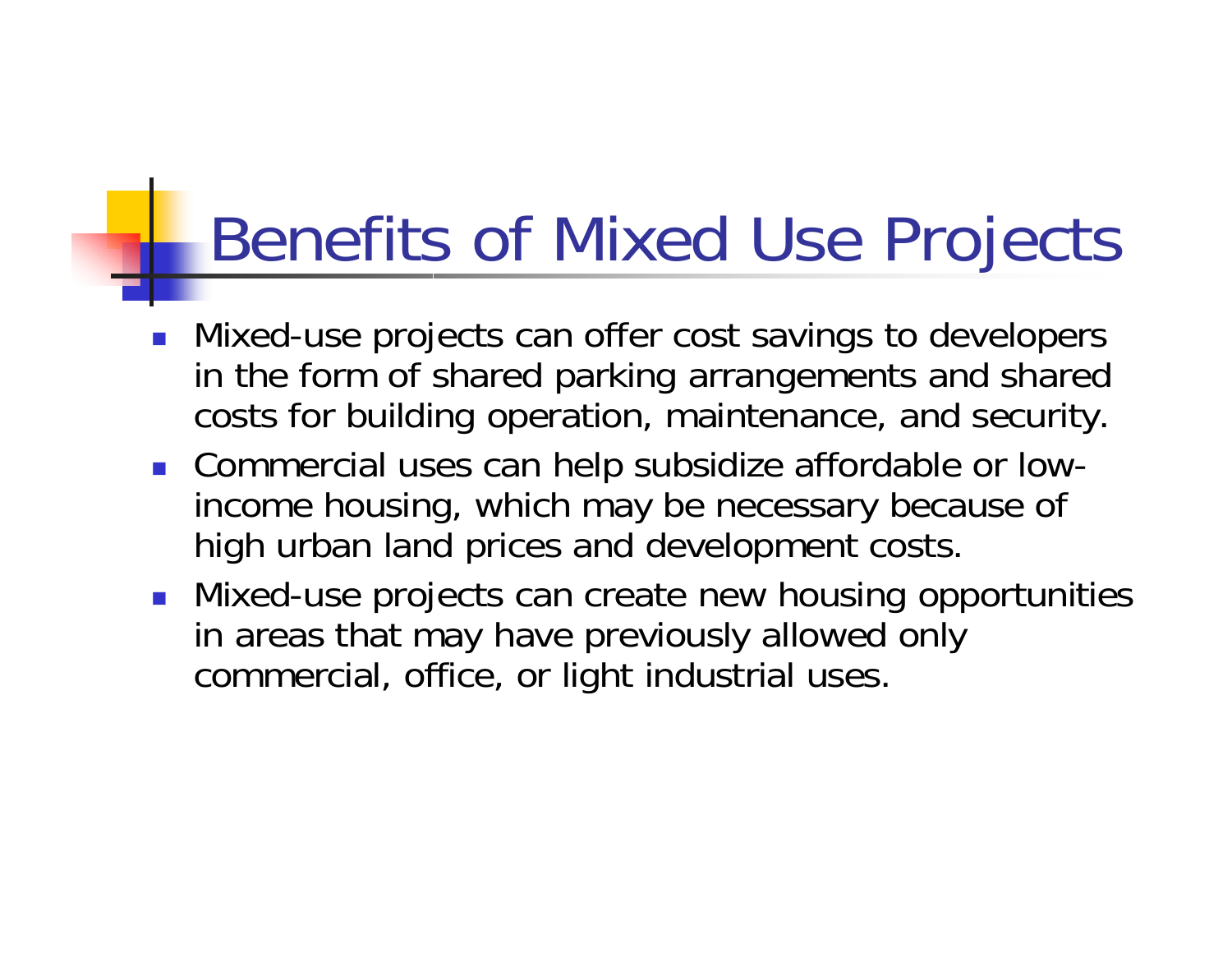# Benefits of Mixed Use Projects

- Mixed-use projects can offer cost savings to developers in the form of shared parking arrangements and shared costs for building operation, maintenance, and security.
- Commercial uses can help subsidize affordable or low-income housing, which may be necessary because of high urban land prices and development costs.
- Mixed-use projects can create new housing opportunities in areas that may have previously allowed only commercial, office, or light industrial uses.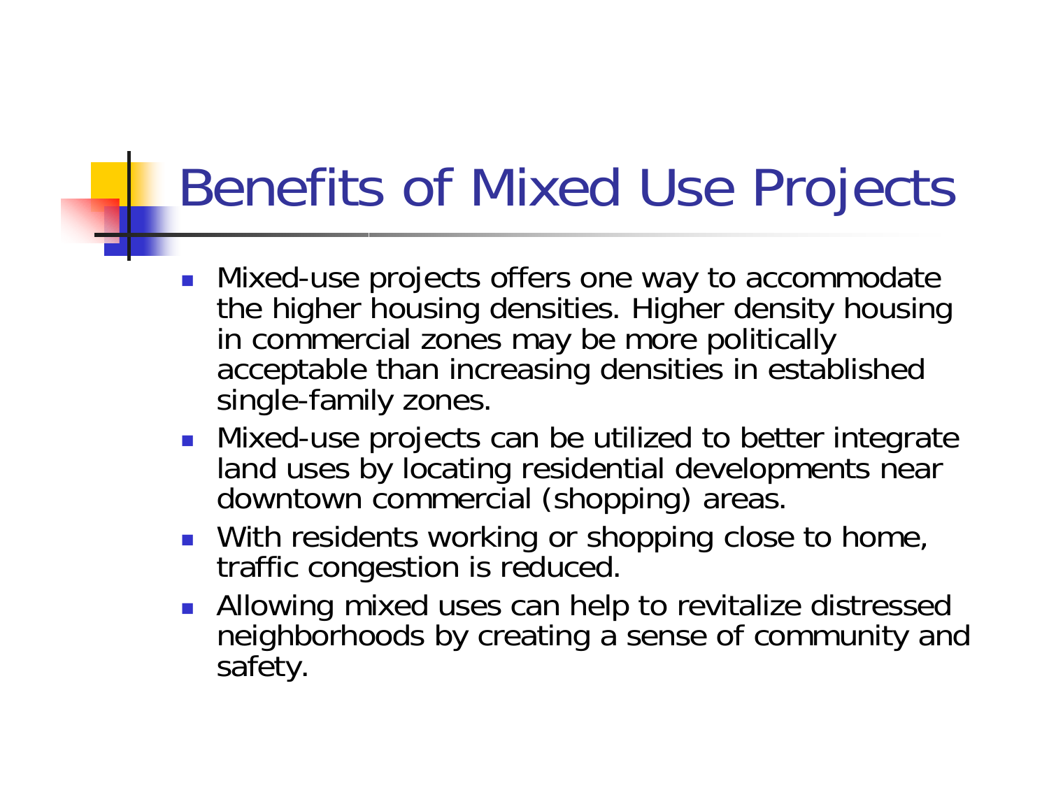# Benefits of Mixed Use Projects

- Mixed-use projects offers one way to accommodate the higher housing densities. Higher density housing in commercial zones may be more politically acceptable than increasing densities in established single-family zones.
- Mixed-use projects can be utilized to better integrate land uses by locating residential developments near downtown commercial (shopping) areas.
- With residents working or shopping close to home, traffic congestion is reduced.
- Allowing mixed uses can help to revitalize distressed neighborhoods by creating a sense of community and safety.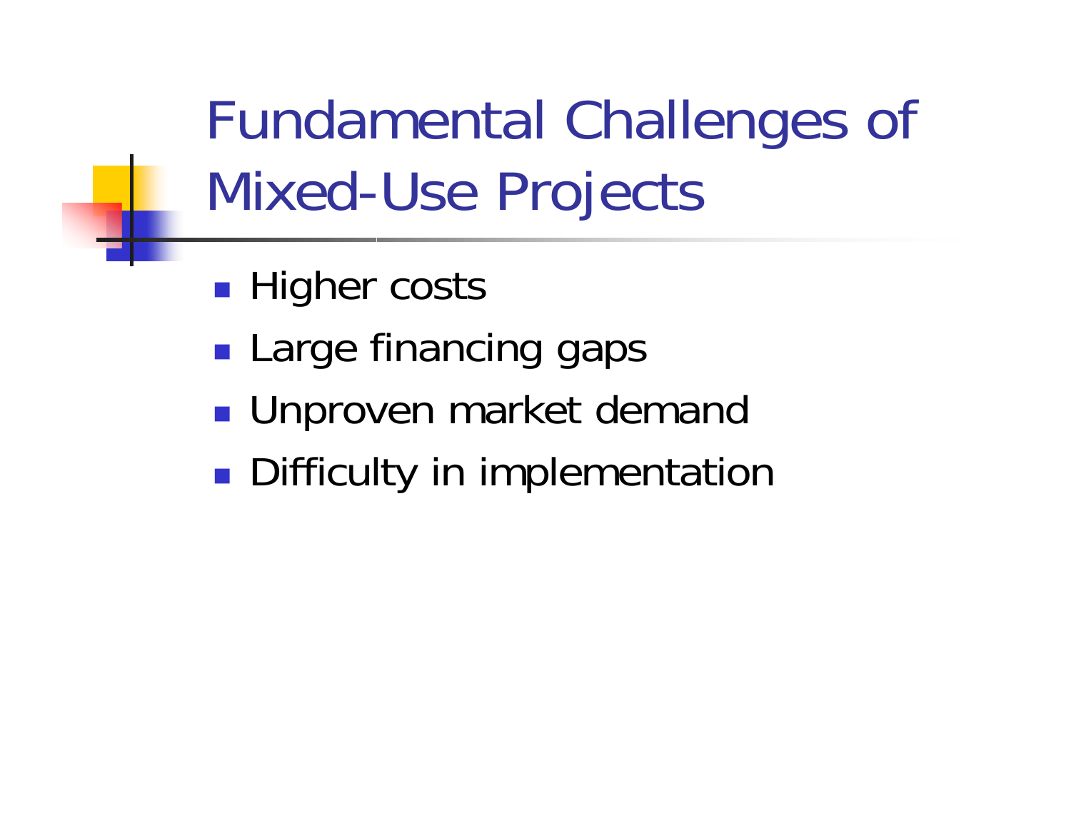# Fundamental Challenges of Mixed-Use Projects

- Higher costs
- Large financing gaps
- Unproven market demand
- Difficulty in implementation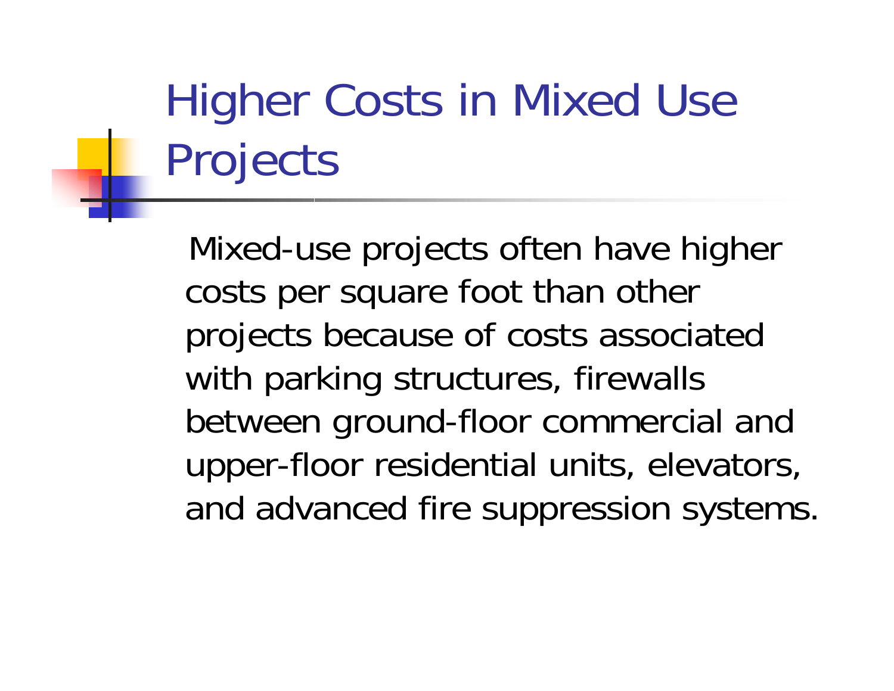# Higher Costs in Mixed Use Projects

Mixed-use projects often have higher costs per square foot than other projects because of costs associated with parking structures, firewalls between ground-floor commercial and upper-floor residential units, elevators, and advanced fire suppression systems.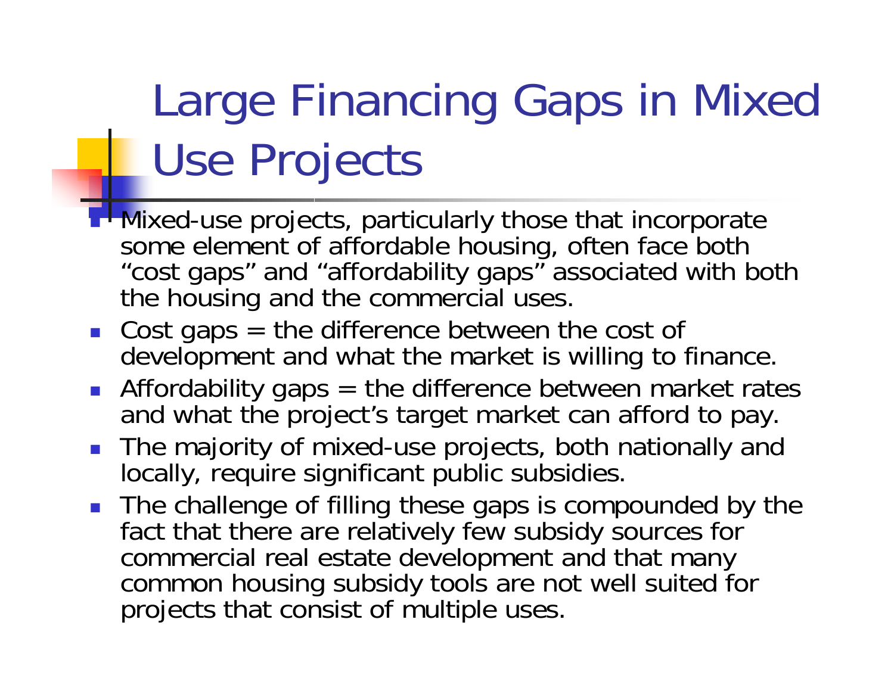# Large Financing Gaps in Mixed Use Projects

- Mixed-use projects, particularly those that incorporate some element of affordable housing, often face both “cost gaps” and “affordability gaps” associated with both the housing and the commercial uses.
- Cost gaps = the difference between the cost of development and what the market is willing to finance.
- Affordability gaps = the difference between market rates and what the project’s target market can afford to pay.
- The majority of mixed-use projects, both nationally and locally, require significant public subsidies.
- The challenge of filling these gaps is compounded by the fact that there are relatively few subsidy sources for commercial real estate development and that many common housing subsidy tools are not well suited for projects that consist of multiple uses.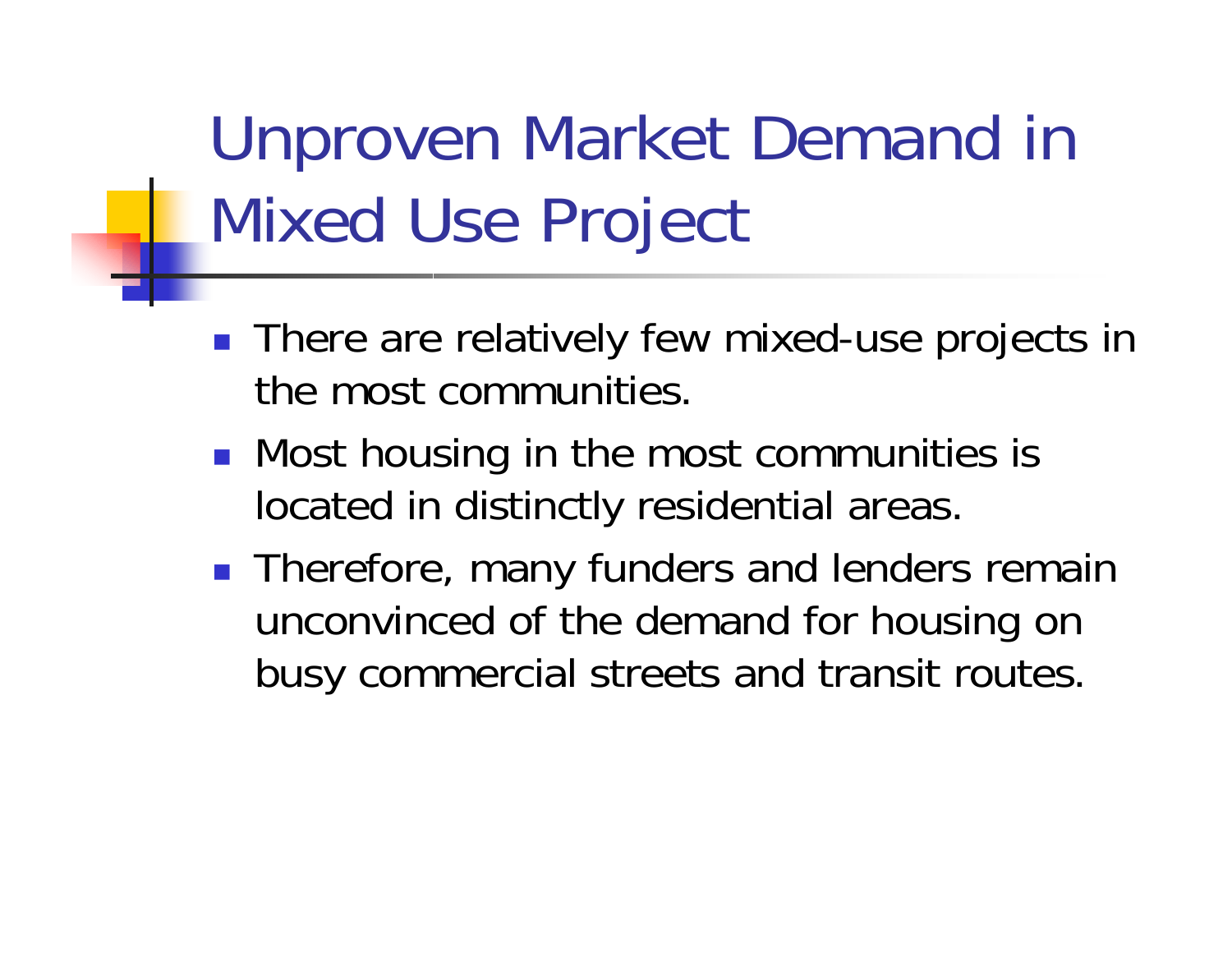# Unproven Market Demand in Mixed Use Project

- There are relatively few mixed-use projects in the most communities.
- Most housing in the most communities is located in distinctly residential areas.
- Therefore, many funders and lenders remain unconvinced of the demand for housing on busy commercial streets and transit routes.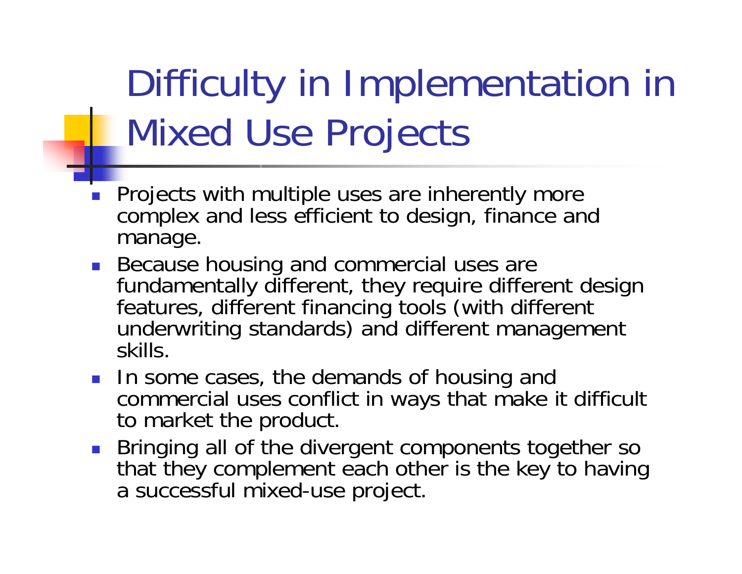# Difficulty in Implementation in Mixed Use Projects

- Projects with multiple uses are inherently more complex and less efficient to design, finance and manage.
- Because housing and commercial uses are fundamentally different, they require different design features, different financing tools (with different underwriting standards) and different management skills.
- In some cases, the demands of housing and commercial uses conflict in ways that make it difficult to market the product.
- Bringing all of the divergent components together so that they complement each other is the key to having a successful mixed-use project.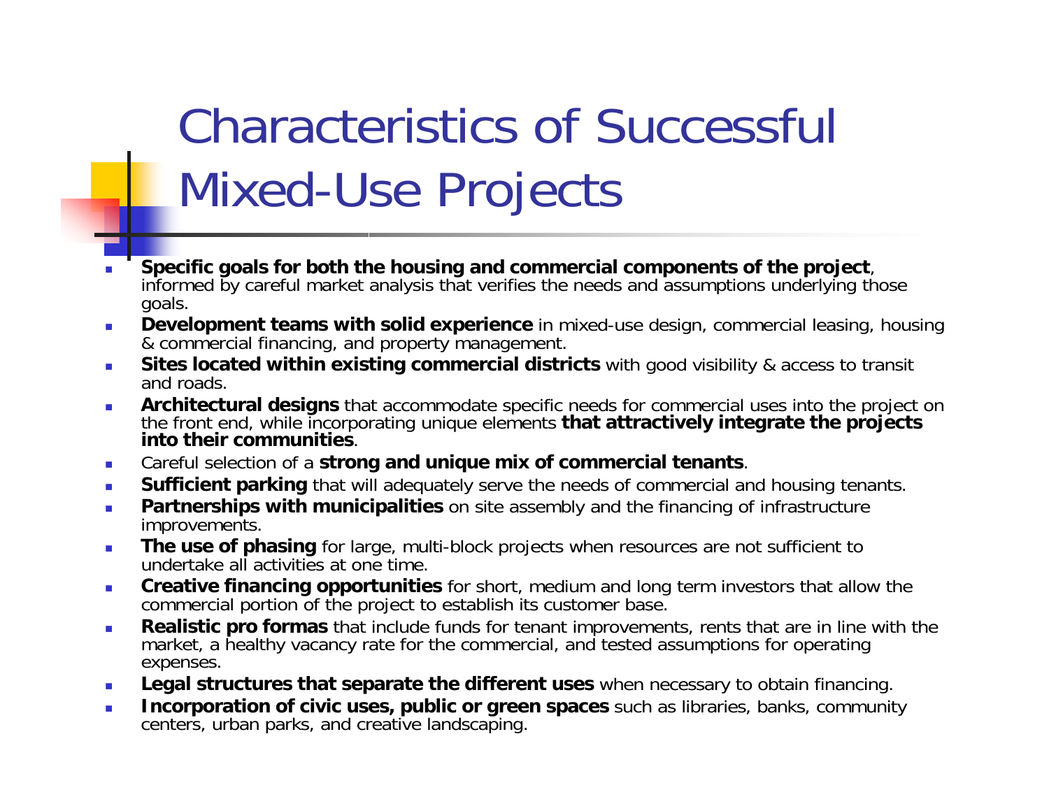# Characteristics of Successful Mixed-Use Projects

- **Specific goals for both the housing and commercial components of the project**, informed by careful market analysis that verifies the needs and assumptions underlying those goals.
- **Development teams with solid experience** in mixed-use design, commercial leasing, housing & commercial financing, and property management.
- **Sites located within existing commercial districts** with good visibility & access to transit and roads.
- **Architectural designs** that accommodate specific needs for commercial uses into the project on the front end, while incorporating unique elements **that attractively integrate the projects into their communities**.
- Careful selection of a **strong and unique mix of commercial tenants**.
- **Sufficient parking** that will adequately serve the needs of commercial and housing tenants.
- **Partnerships with municipalities** on site assembly and the financing of infrastructure improvements.
- **The use of phasing** for large, multi-block projects when resources are not sufficient to undertake all activities at one time.
- **Creative financing opportunities** for short, medium and long term investors that allow the commercial portion of the project to establish its customer base.
- **Realistic pro formas** that include funds for tenant improvements, rents that are in line with the market, a healthy vacancy rate for the commercial, and tested assumptions for operating expenses.
- **Legal structures that separate the different uses** when necessary to obtain financing.
- **Incorporation of civic uses, public or green spaces** such as libraries, banks, community centers, urban parks, and creative landscaping.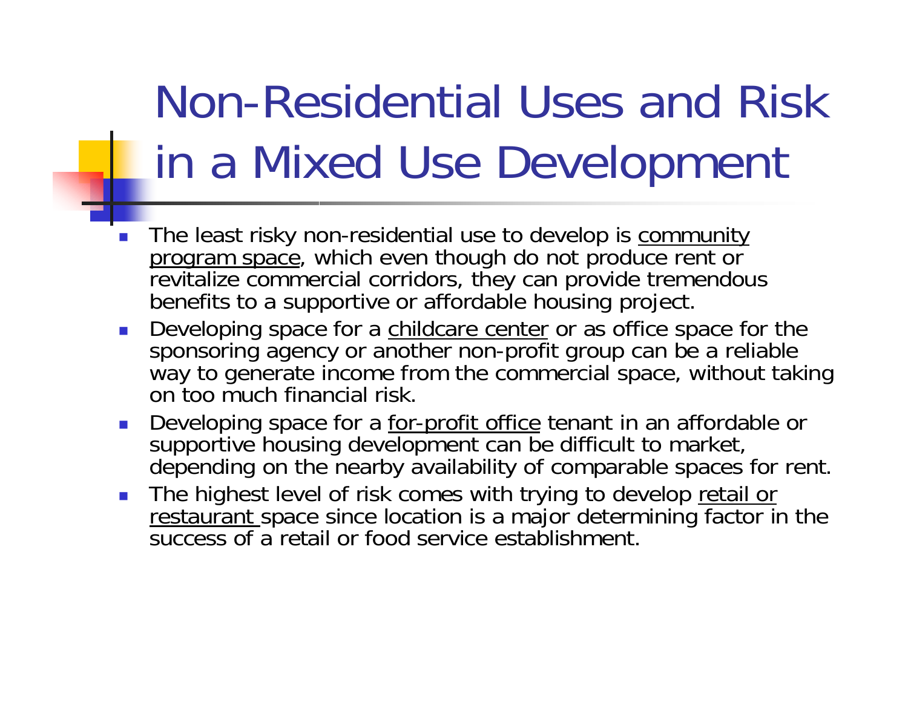# Non-Residential Uses and Risk in a Mixed Use Development

- The least risky non-residential use to develop is community program space, which even though do not produce rent or revitalize commercial corridors, they can provide tremendous benefits to a supportive or affordable housing project.
- Developing space for a childcare center or as office space for the sponsoring agency or another non-profit group can be a reliable way to generate income from the commercial space, without taking on too much financial risk.
- Developing space for a for-profit office tenant in an affordable or supportive housing development can be difficult to market, depending on the nearby availability of comparable spaces for rent.
- The highest level of risk comes with trying to develop retail or restaurant space since location is a major determining factor in the success of a retail or food service establishment.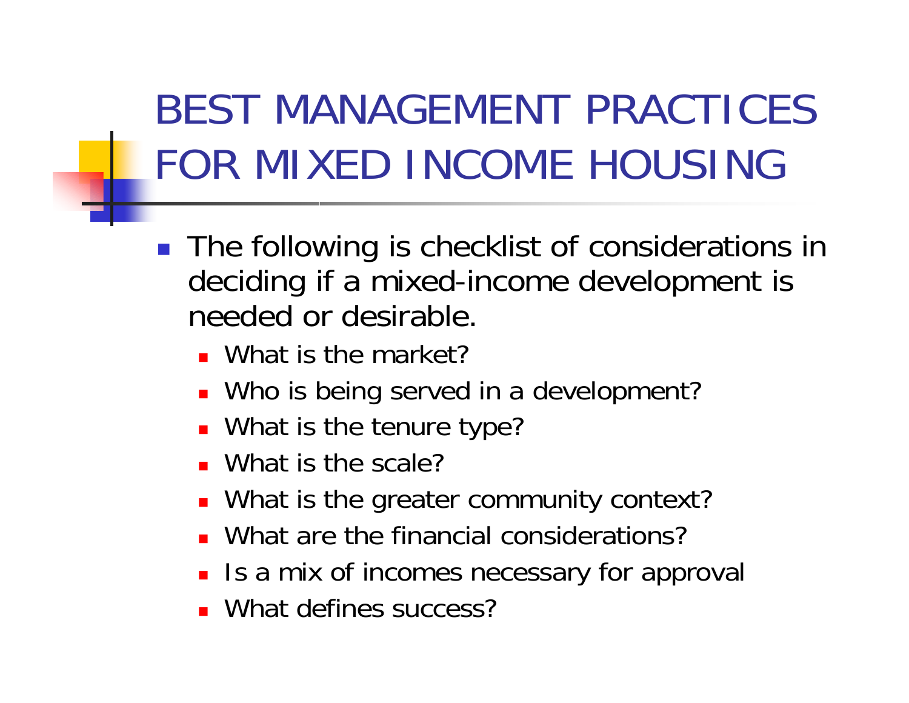# BEST MANAGEMENT PRACTICES FOR MIXED INCOME HOUSING

- The following is checklist of considerations in deciding if a mixed-income development is needed or desirable.
  - What is the market?
  - Who is being served in a development?
  - What is the tenure type?
  - What is the scale?
  - What is the greater community context?
  - What are the financial considerations?
  - Is a mix of incomes necessary for approval
  - What defines success?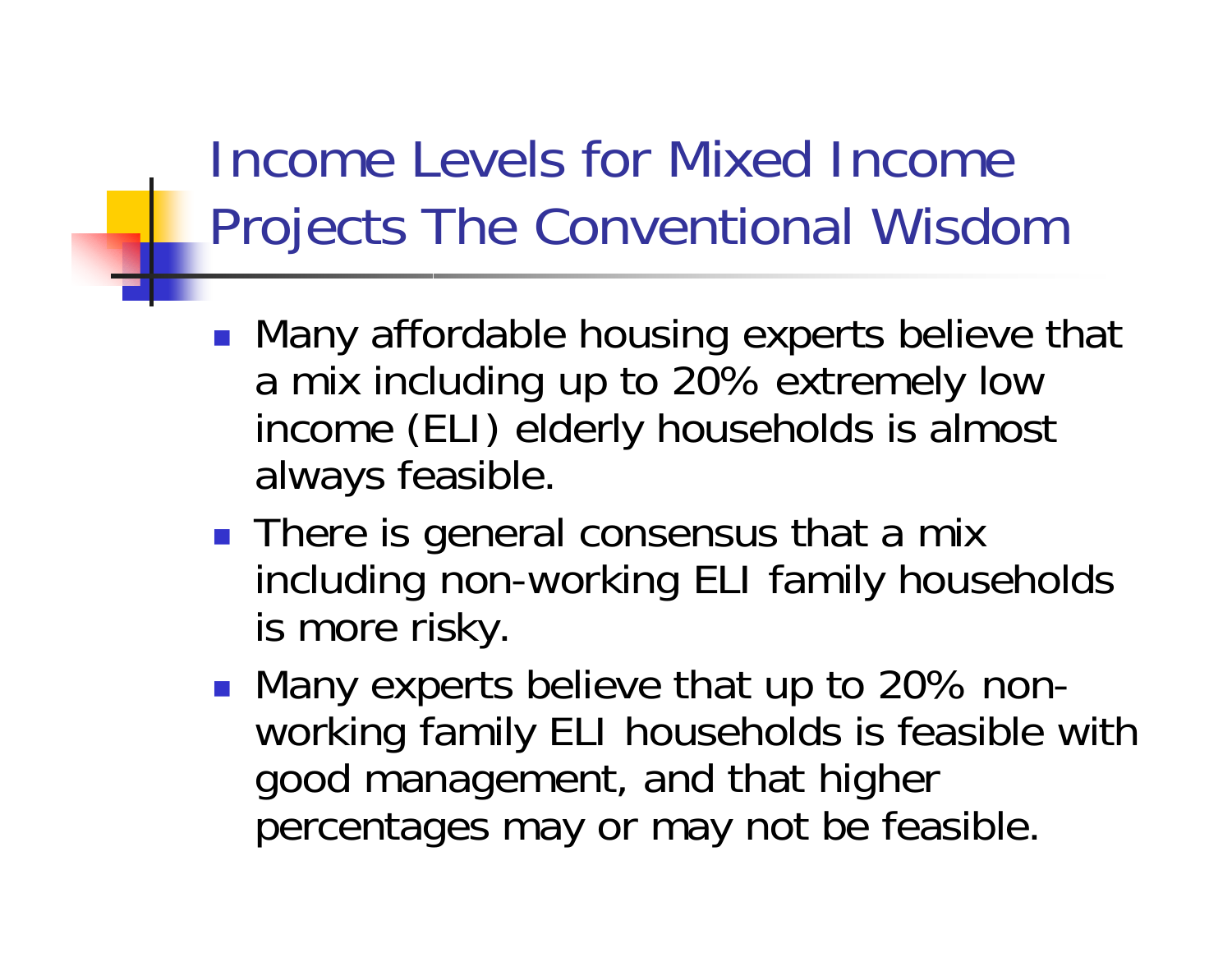# Income Levels for Mixed Income Projects The Conventional Wisdom

- Many affordable housing experts believe that a mix including up to 20% extremely low income (ELI) elderly households is almost always feasible.
- There is general consensus that a mix including non-working ELI family households is more risky.
- Many experts believe that up to 20% non-working family ELI households is feasible with good management, and that higher percentages may or may not be feasible.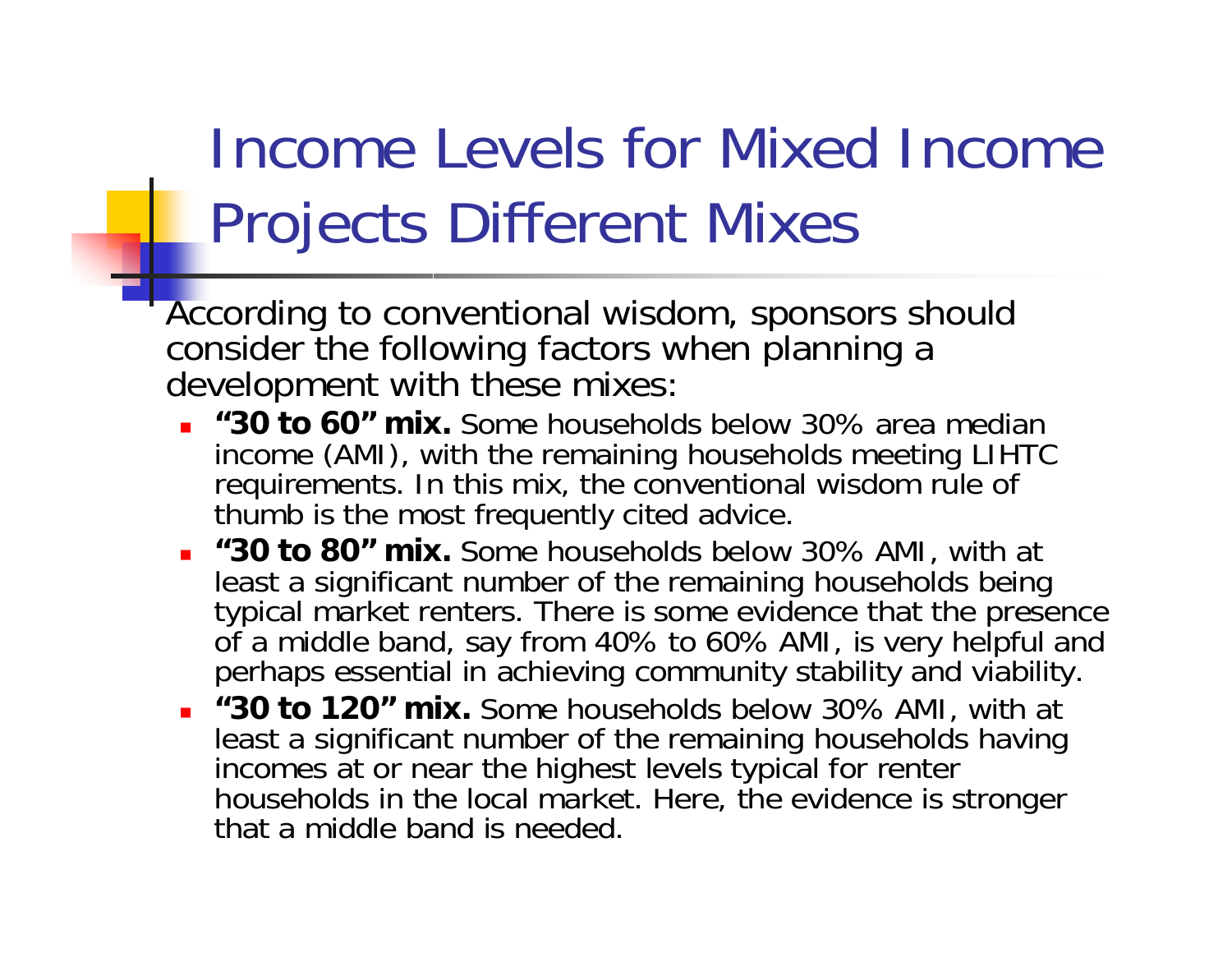# Income Levels for Mixed Income Projects Different Mixes

According to conventional wisdom, sponsors should consider the following factors when planning a development with these mixes:

- **"30 to 60" mix.** Some households below 30% area median income (AMI), with the remaining households meeting LIHTC requirements. In this mix, the conventional wisdom rule of thumb is the most frequently cited advice.
- **"30 to 80" mix.** Some households below 30% AMI, with at least a significant number of the remaining households being typical market renters. There is some evidence that the presence of a middle band, say from 40% to 60% AMI, is very helpful and perhaps essential in achieving community stability and viability.
- **"30 to 120" mix.** Some households below 30% AMI, with at least a significant number of the remaining households having incomes at or near the highest levels typical for renter households in the local market. Here, the evidence is stronger that a middle band is needed.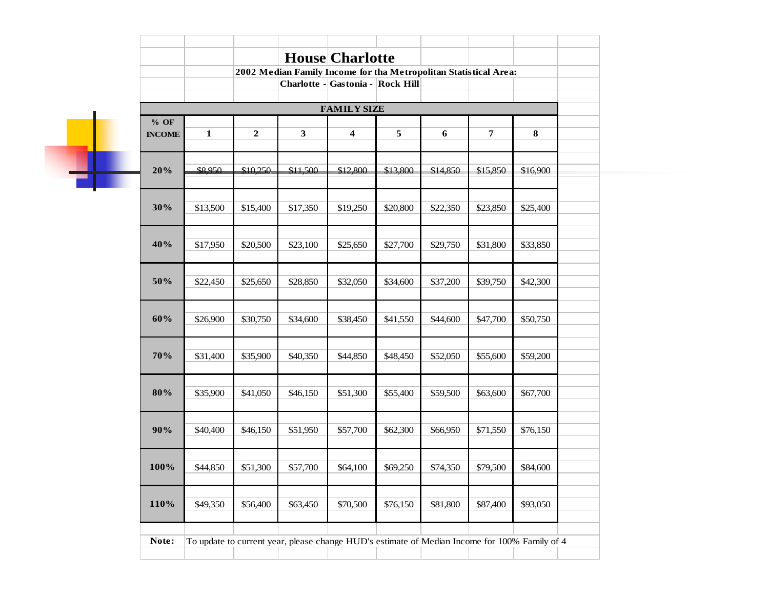# House Charlotte

**2002 Median Family Income for tha Metropolitan Statistical Area:**

**Charlotte - Gastonia - Rock Hill**

| % OF INCOME | FAMILY SIZE 1 | 2 | 3 | 4 | 5 | 6 | 7 | 8 |
|---|---|---|---|---|---|---|---|---|
| **20%** | $8,950 | $10,250 | $11,500 | $12,800 | $13,800 | $14,850 | $15,850 | $16,900 |
| **30%** | $13,500 | $15,400 | $17,350 | $19,250 | $20,800 | $22,350 | $23,850 | $25,400 |
| **40%** | $17,950 | $20,500 | $23,100 | $25,650 | $27,700 | $29,750 | $31,800 | $33,850 |
| **50%** | $22,450 | $25,650 | $28,850 | $32,050 | $34,600 | $37,200 | $39,750 | $42,300 |
| **60%** | $26,900 | $30,750 | $34,600 | $38,450 | $41,550 | $44,600 | $47,700 | $50,750 |
| **70%** | $31,400 | $35,900 | $40,350 | $44,850 | $48,450 | $52,050 | $55,600 | $59,200 |
| **80%** | $35,900 | $41,050 | $46,150 | $51,300 | $55,400 | $59,500 | $63,600 | $67,700 |
| **90%** | $40,400 | $46,150 | $51,950 | $57,700 | $62,300 | $66,950 | $71,550 | $76,150 |
| **100%** | $44,850 | $51,300 | $57,700 | $64,100 | $69,250 | $74,350 | $79,500 | $84,600 |
| **110%** | $49,350 | $56,400 | $63,450 | $70,500 | $76,150 | $81,800 | $87,400 | $93,050 |

**Note:** To update to current year, please change HUD's estimate of Median Income for 100% Family of 4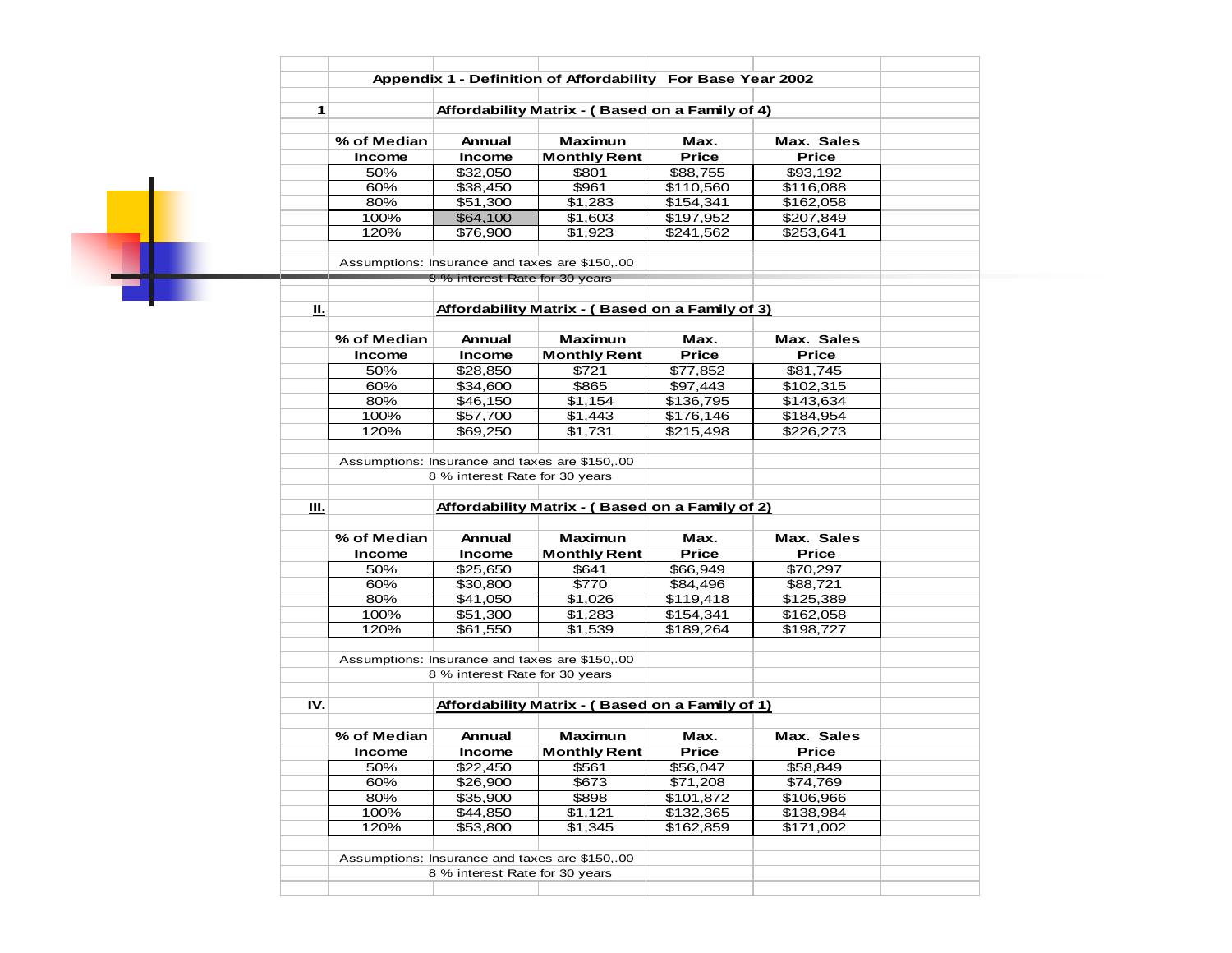# Appendix 1 - Definition of Affordability For Base Year 2002

## 1 Affordability Matrix - ( Based on a Family of 4)

| % of Median Income | Annual Income | Maximun Monthly Rent | Max. Price | Max. Sales Price |
|---|---|---|---|---|
| 50% | $32,050 | $801 | $88,755 | $93,192 |
| 60% | $38,450 | $961 | $110,560 | $116,088 |
| 80% | $51,300 | $1,283 | $154,341 | $162,058 |
| 100% | $64,100 | $1,603 | $197,952 | $207,849 |
| 120% | $76,900 | $1,923 | $241,562 | $253,641 |

Assumptions: Insurance and taxes are $150,.00
8 % interest Rate for 30 years

## II. Affordability Matrix - ( Based on a Family of 3)

| % of Median Income | Annual Income | Maximun Monthly Rent | Max. Price | Max. Sales Price |
|---|---|---|---|---|
| 50% | $28,850 | $721 | $77,852 | $81,745 |
| 60% | $34,600 | $865 | $97,443 | $102,315 |
| 80% | $46,150 | $1,154 | $136,795 | $143,634 |
| 100% | $57,700 | $1,443 | $176,146 | $184,954 |
| 120% | $69,250 | $1,731 | $215,498 | $226,273 |

Assumptions: Insurance and taxes are $150,.00
8 % interest Rate for 30 years

## III. Affordability Matrix - ( Based on a Family of 2)

| % of Median Income | Annual Income | Maximun Monthly Rent | Max. Price | Max. Sales Price |
|---|---|---|---|---|
| 50% | $25,650 | $641 | $66,949 | $70,297 |
| 60% | $30,800 | $770 | $84,496 | $88,721 |
| 80% | $41,050 | $1,026 | $119,418 | $125,389 |
| 100% | $51,300 | $1,283 | $154,341 | $162,058 |
| 120% | $61,550 | $1,539 | $189,264 | $198,727 |

Assumptions: Insurance and taxes are $150,.00
8 % interest Rate for 30 years

## IV. Affordability Matrix - ( Based on a Family of 1)

| % of Median Income | Annual Income | Maximun Monthly Rent | Max. Price | Max. Sales Price |
|---|---|---|---|---|
| 50% | $22,450 | $561 | $56,047 | $58,849 |
| 60% | $26,900 | $673 | $71,208 | $74,769 |
| 80% | $35,900 | $898 | $101,872 | $106,966 |
| 100% | $44,850 | $1,121 | $132,365 | $138,984 |
| 120% | $53,800 | $1,345 | $162,859 | $171,002 |

Assumptions: Insurance and taxes are $150,.00
8 % interest Rate for 30 years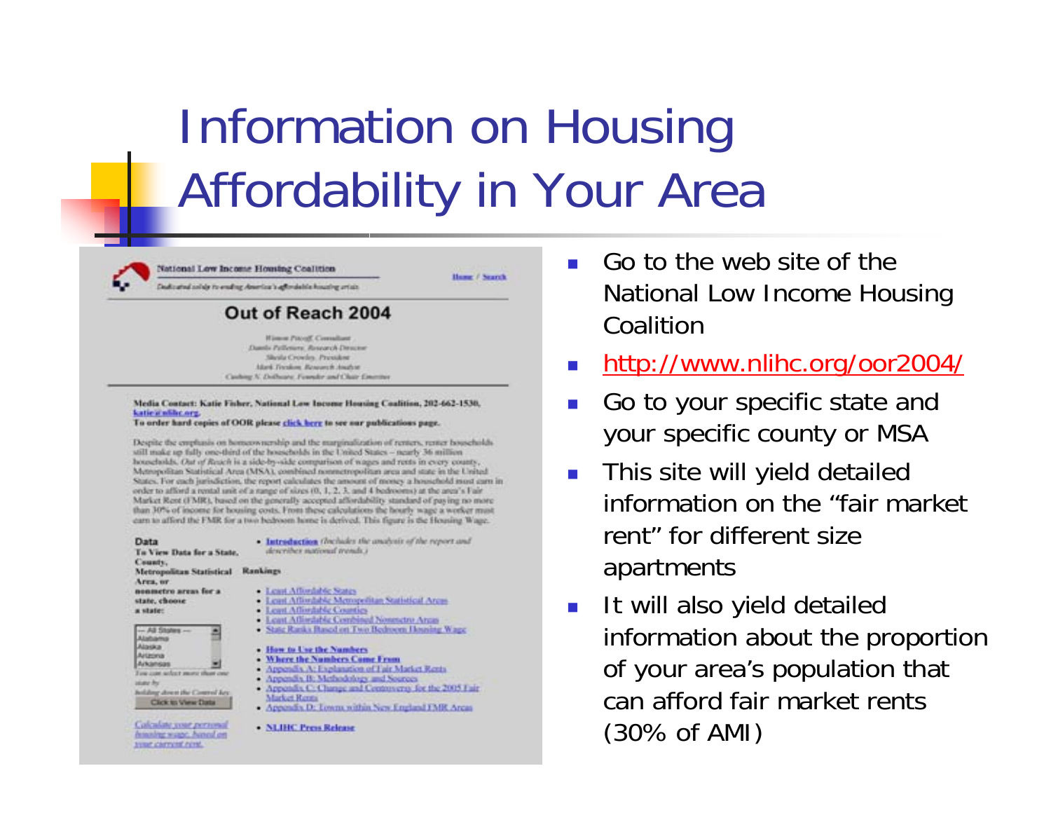# Information on Housing Affordability in Your Area

- Go to the web site of the National Low Income Housing Coalition
- http://www.nlihc.org/oor2004/
- Go to your specific state and your specific county or MSA
- This site will yield detailed information on the “fair market rent” for different size apartments
- It will also yield detailed information about the proportion of your area’s population that can afford fair market rents (30% of AMI)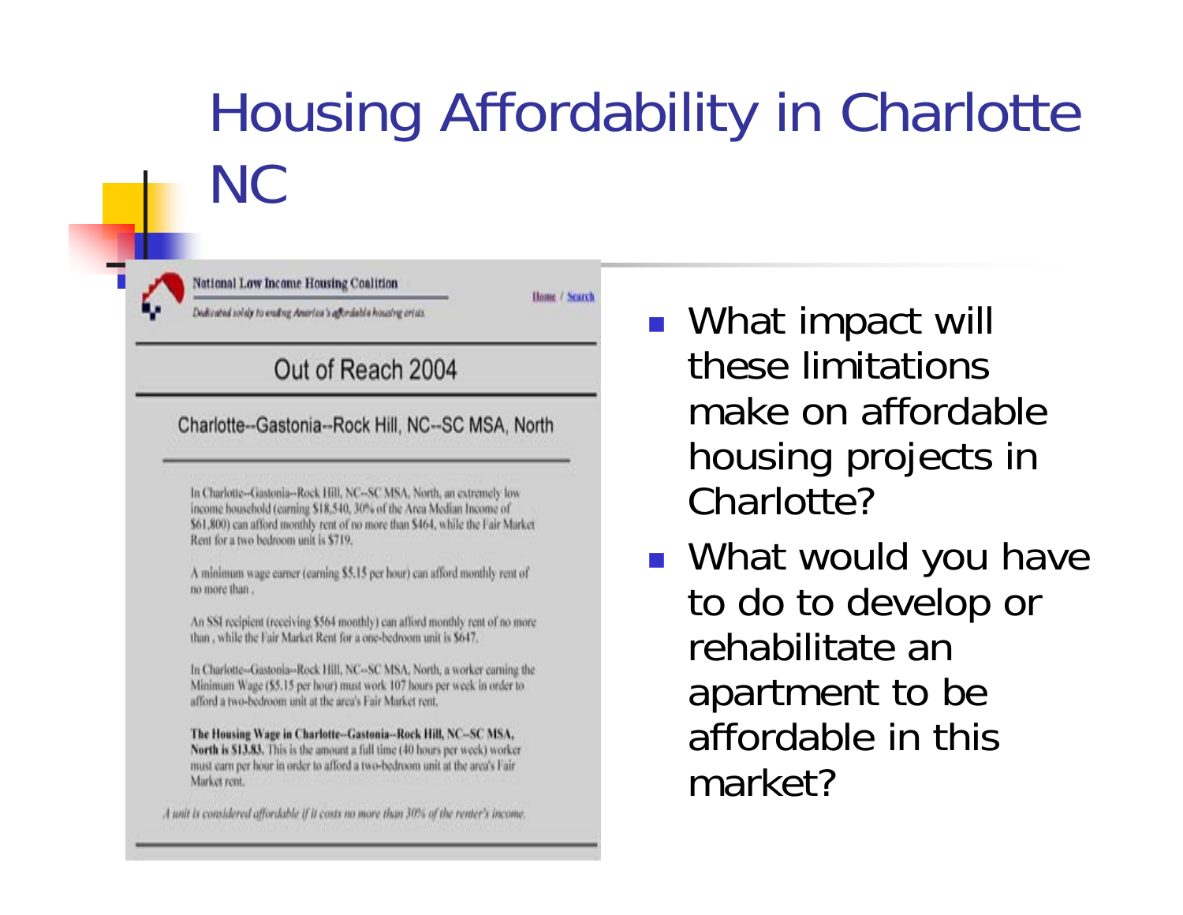# Housing Affordability in Charlotte NC

National Low Income Housing Coalition

*Dedicated solely to ending America's affordable housing crisis*

Home / Search

## Out of Reach 2004

### Charlotte--Gastonia--Rock Hill, NC--SC MSA, North

In Charlotte--Gastonia--Rock Hill, NC--SC MSA, North, an extremely low income household (earning $18,540, 30% of the Area Median Income of $61,800) can afford monthly rent of no more than $464, while the Fair Market Rent for a two bedroom unit is $719.

A minimum wage earner (earning $5.15 per hour) can afford monthly rent of no more than .

An SSI recipient (receiving $564 monthly) can afford monthly rent of no more than , while the Fair Market Rent for a one-bedroom unit is $647.

In Charlotte--Gastonia--Rock Hill, NC--SC MSA, North, a worker earning the Minimum Wage ($5.15 per hour) must work 107 hours per week in order to afford a two-bedroom unit at the area's Fair Market rent.

**The Housing Wage in Charlotte--Gastonia--Rock Hill, NC--SC MSA, North is $13.83.** This is the amount a full time (40 hours per week) worker must earn per hour in order to afford a two-bedroom unit at the area's Fair Market rent.

*A unit is considered affordable if it costs no more than 30% of the renter's income.*

- What impact will these limitations make on affordable housing projects in Charlotte?
- What would you have to do to develop or rehabilitate an apartment to be affordable in this market?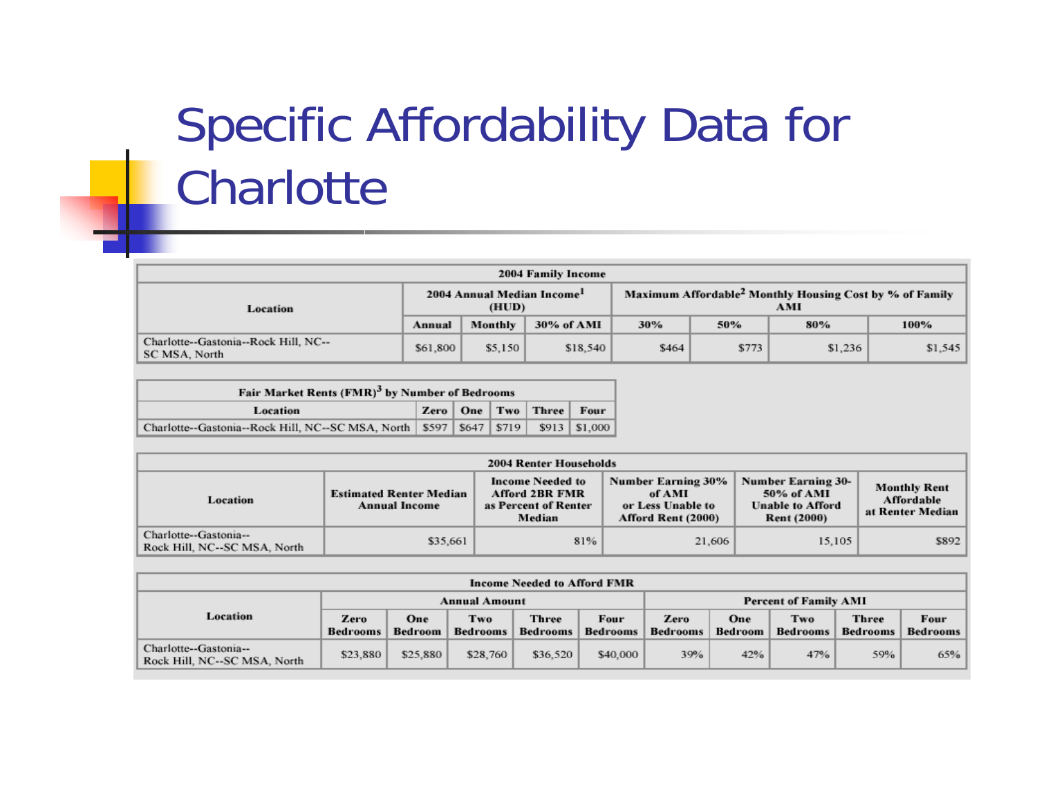# Specific Affordability Data for Charlotte

| 2004 Family Income | | | | | | | |
|---|---|---|---|---|---|---|---|
| Location | 2004 Annual Median Income[1] (HUD) | | | Maximum Affordable[2] Monthly Housing Cost by % of Family AMI | | | |
| | Annual | Monthly | 30% of AMI | 30% | 50% | 80% | 100% |
| Charlotte--Gastonia--Rock Hill, NC--SC MSA, North | $61,800 | $5,150 | $18,540 | $464 | $773 | $1,236 | $1,545 |

| Fair Market Rents (FMR)[3] by Number of Bedrooms | | | | | |
|---|---|---|---|---|---|
| Location | Zero | One | Two | Three | Four |
| Charlotte--Gastonia--Rock Hill, NC--SC MSA, North | $597 | $647 | $719 | $913 | $1,000 |

| 2004 Renter Households | | | | | |
|---|---|---|---|---|---|
| Location | Estimated Renter Median Annual Income | Income Needed to Afford 2BR FMR as Percent of Renter Median | Number Earning 30% of AMI or Less Unable to Afford Rent (2000) | Number Earning 30-50% of AMI Unable to Afford Rent (2000) | Monthly Rent Affordable at Renter Median |
| Charlotte--Gastonia--Rock Hill, NC--SC MSA, North | $35,661 | 81% | 21,606 | 15,105 | $892 |

| Income Needed to Afford FMR | | | | | | | | | | |
|---|---|---|---|---|---|---|---|---|---|---|
| Location | Annual Amount | | | | | Percent of Family AMI | | | | |
| | Zero Bedrooms | One Bedroom | Two Bedrooms | Three Bedrooms | Four Bedrooms | Zero Bedrooms | One Bedroom | Two Bedrooms | Three Bedrooms | Four Bedrooms |
| Charlotte--Gastonia--Rock Hill, NC--SC MSA, North | $23,880 | $25,880 | $28,760 | $36,520 | $40,000 | 39% | 42% | 47% | 59% | 65% |